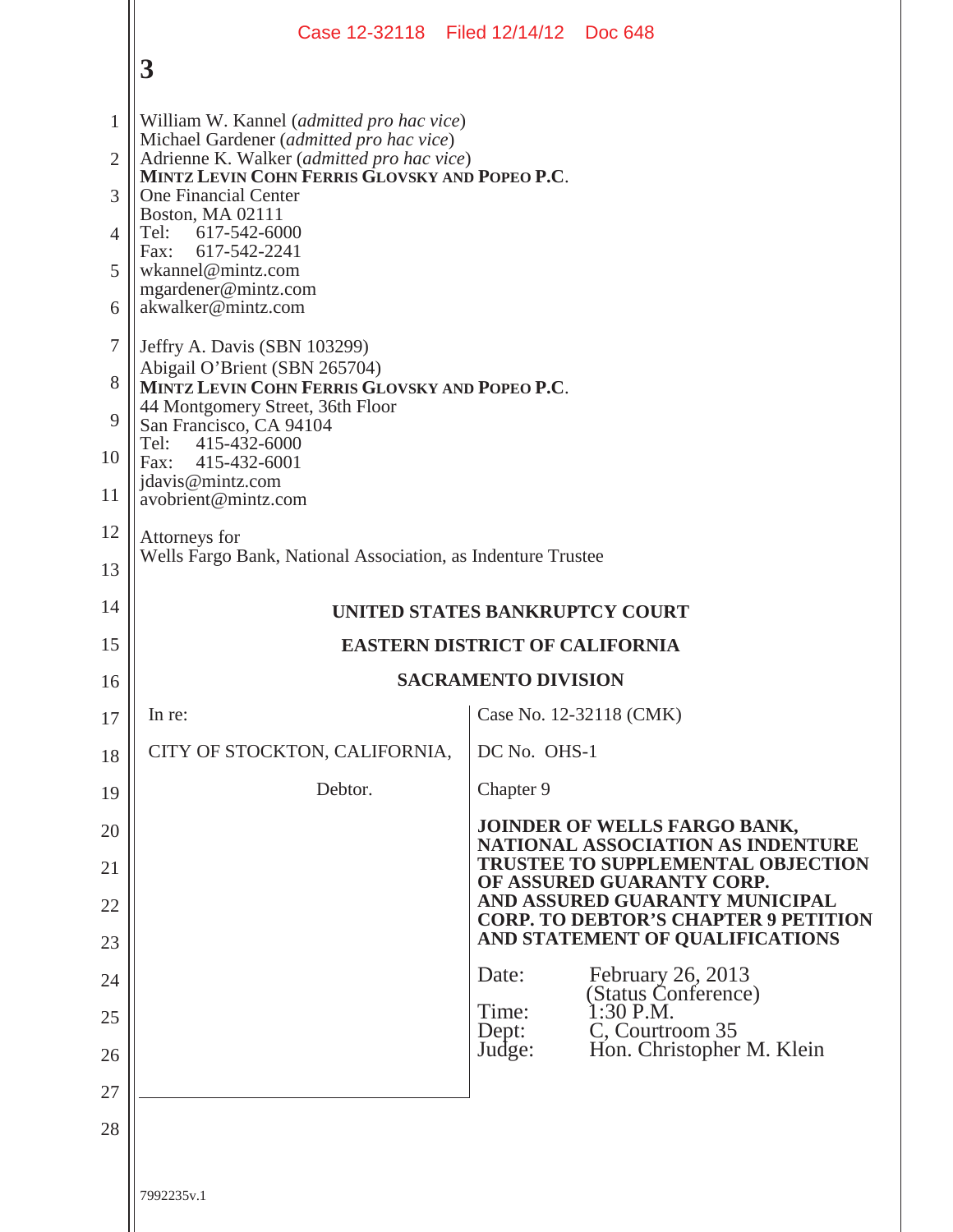William W. Kannel (*admitted pro hac vice*)
Michael Gardener (*admitted pro hac vice*)
Adrienne K. Walker (*admitted pro hac vice*)
**MINTZ LEVIN COHN FERRIS GLOVSKY AND POPEO P.C.**
One Financial Center
Boston, MA 02111
Tel: 617-542-6000
Fax: 617-542-2241
wkannel@mintz.com
mgardener@mintz.com
akwalker@mintz.com

Jeffry A. Davis (SBN 103299)
Abigail O'Brient (SBN 265704)
**MINTZ LEVIN COHN FERRIS GLOVSKY AND POPEO P.C.**
44 Montgomery Street, 36th Floor
San Francisco, CA 94104
Tel: 415-432-6000
Fax: 415-432-6001
jdavis@mintz.com
avobrient@mintz.com

Attorneys for
Wells Fargo Bank, National Association, as Indenture Trustee

**UNITED STATES BANKRUPTCY COURT**

**EASTERN DISTRICT OF CALIFORNIA**

**SACRAMENTO DIVISION**

| | |
|---|---|
| In re:<br><br>CITY OF STOCKTON, CALIFORNIA,<br><br>Debtor. | Case No. 12-32118 (CMK)<br><br>DC No. OHS-1<br><br>Chapter 9<br><br>**JOINDER OF WELLS FARGO BANK, NATIONAL ASSOCIATION AS INDENTURE TRUSTEE TO SUPPLEMENTAL OBJECTION OF ASSURED GUARANTY CORP. AND ASSURED GUARANTY MUNICIPAL CORP. TO DEBTOR'S CHAPTER 9 PETITION AND STATEMENT OF QUALIFICATIONS**<br><br>Date: February 26, 2013 (Status Conference)<br>Time: 1:30 P.M.<br>Dept: C, Courtroom 35<br>Judge: Hon. Christopher M. Klein |

7992235v.1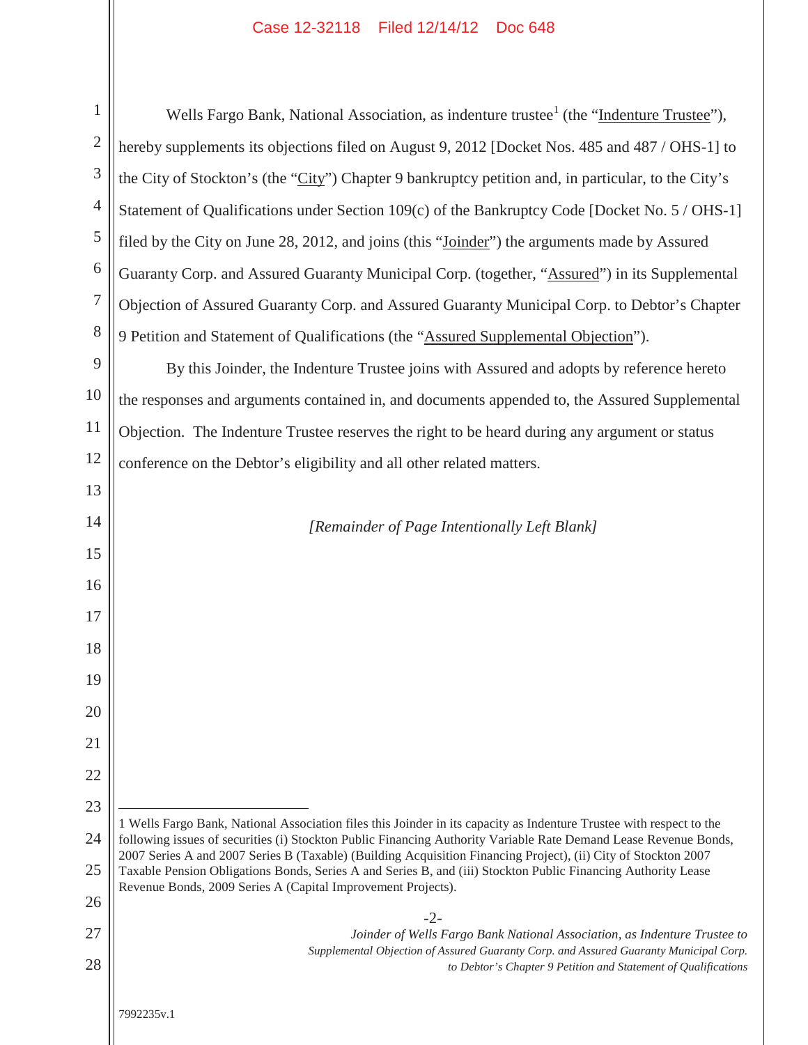Wells Fargo Bank, National Association, as indenture trustee[1] (the "Indenture Trustee"), hereby supplements its objections filed on August 9, 2012 [Docket Nos. 485 and 487 / OHS-1] to the City of Stockton's (the "City") Chapter 9 bankruptcy petition and, in particular, to the City's Statement of Qualifications under Section 109(c) of the Bankruptcy Code [Docket No. 5 / OHS-1] filed by the City on June 28, 2012, and joins (this "Joinder") the arguments made by Assured Guaranty Corp. and Assured Guaranty Municipal Corp. (together, "Assured") in its Supplemental Objection of Assured Guaranty Corp. and Assured Guaranty Municipal Corp. to Debtor's Chapter 9 Petition and Statement of Qualifications (the "Assured Supplemental Objection").

By this Joinder, the Indenture Trustee joins with Assured and adopts by reference hereto the responses and arguments contained in, and documents appended to, the Assured Supplemental Objection. The Indenture Trustee reserves the right to be heard during any argument or status conference on the Debtor's eligibility and all other related matters.

*[Remainder of Page Intentionally Left Blank]*

---

1 Wells Fargo Bank, National Association files this Joinder in its capacity as Indenture Trustee with respect to the following issues of securities (i) Stockton Public Financing Authority Variable Rate Demand Lease Revenue Bonds, 2007 Series A and 2007 Series B (Taxable) (Building Acquisition Financing Project), (ii) City of Stockton 2007 Taxable Pension Obligations Bonds, Series A and Series B, and (iii) Stockton Public Financing Authority Lease Revenue Bonds, 2009 Series A (Capital Improvement Projects).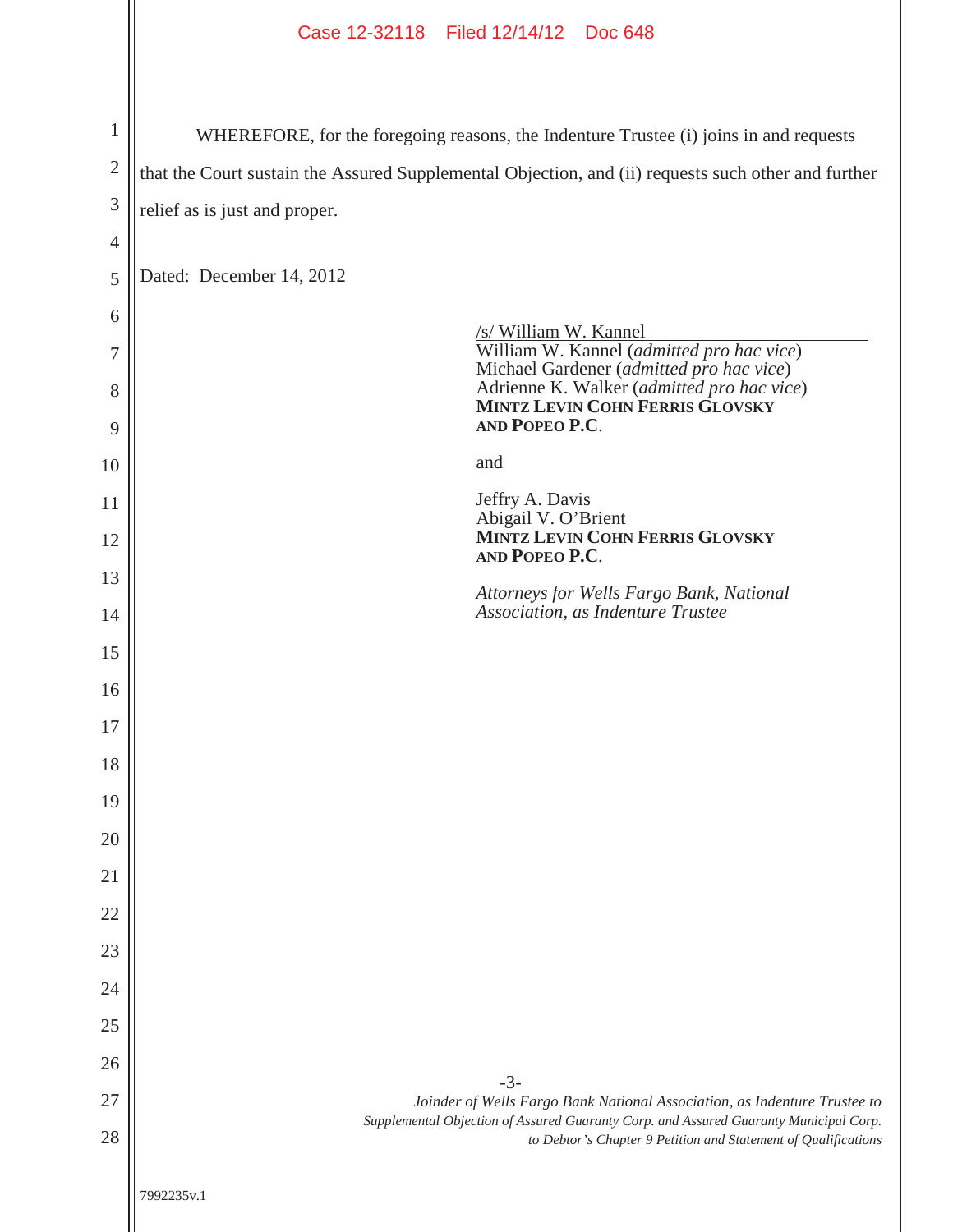WHEREFORE, for the foregoing reasons, the Indenture Trustee (i) joins in and requests that the Court sustain the Assured Supplemental Objection, and (ii) requests such other and further relief as is just and proper.

Dated: December 14, 2012

/s/ William W. Kannel
William W. Kannel (*admitted pro hac vice*)
Michael Gardener (*admitted pro hac vice*)
Adrienne K. Walker (*admitted pro hac vice*)
**MINTZ LEVIN COHN FERRIS GLOVSKY AND POPEO P.C.**

and

Jeffry A. Davis
Abigail V. O'Brient
**MINTZ LEVIN COHN FERRIS GLOVSKY AND POPEO P.C.**

*Attorneys for Wells Fargo Bank, National Association, as Indenture Trustee*

7992235v.1